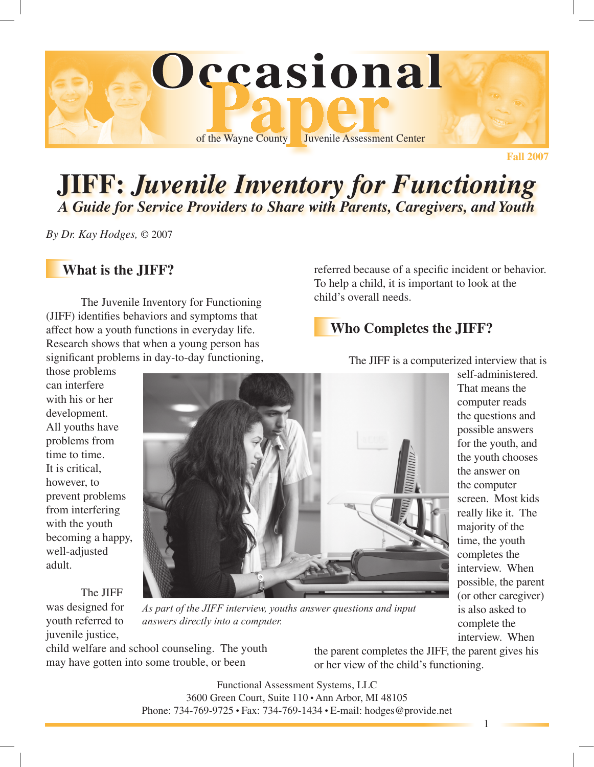# Occasional Paper

of the Wayne County Juvenile Assessment Center

Fall 2007

# JIFF: *Juvenile Inventory for Functioning*

## *A Guide for Service Providers to Share with Parents, Caregivers, and Youth*

*By Dr. Kay Hodges,* © 2007

## What is the JIFF?

The Juvenile Inventory for Functioning (JIFF) identifies behaviors and symptoms that affect how a youth functions in everyday life. Research shows that when a young person has significant problems in day-to-day functioning, those problems can interfere with his or her development. All youths have problems from time to time. It is critical, however, to prevent problems from interfering with the youth becoming a happy, well-adjusted adult.

The JIFF was designed for youth referred to juvenile justice, child welfare and school counseling. The youth may have gotten into some trouble, or been referred because of a specific incident or behavior. To help a child, it is important to look at the child's overall needs.

*As part of the JIFF interview, youths answer questions and input answers directly into a computer.*

## Who Completes the JIFF?

The JIFF is a computerized interview that is self-administered. That means the computer reads the questions and possible answers for the youth, and the youth chooses the answer on the computer screen. Most kids really like it. The majority of the time, the youth completes the interview. When possible, the parent (or other caregiver) is also asked to complete the interview. When the parent completes the JIFF, the parent gives his or her view of the child's functioning.

Functional Assessment Systems, LLC
3600 Green Court, Suite 110 • Ann Arbor, MI 48105
Phone: 734-769-9725 • Fax: 734-769-1434 • E-mail: hodges@provide.net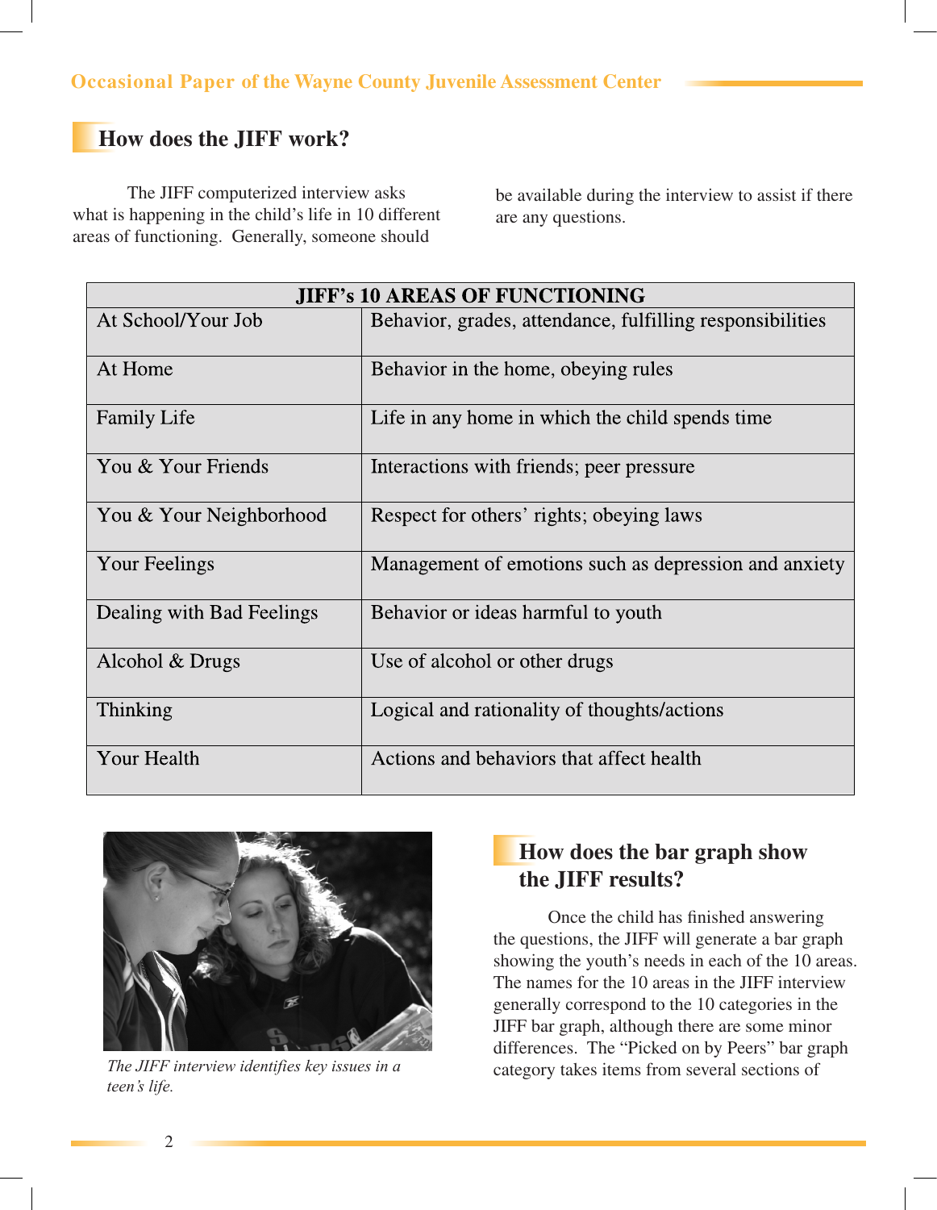## How does the JIFF work?

The JIFF computerized interview asks what is happening in the child's life in 10 different areas of functioning. Generally, someone should be available during the interview to assist if there are any questions.

| JIFF's 10 AREAS OF FUNCTIONING | |
|---|---|
| At School/Your Job | Behavior, grades, attendance, fulfilling responsibilities |
| At Home | Behavior in the home, obeying rules |
| Family Life | Life in any home in which the child spends time |
| You & Your Friends | Interactions with friends; peer pressure |
| You & Your Neighborhood | Respect for others' rights; obeying laws |
| Your Feelings | Management of emotions such as depression and anxiety |
| Dealing with Bad Feelings | Behavior or ideas harmful to youth |
| Alcohol & Drugs | Use of alcohol or other drugs |
| Thinking | Logical and rationality of thoughts/actions |
| Your Health | Actions and behaviors that affect health |

*The JIFF interview identifies key issues in a teen's life.*

## How does the bar graph show the JIFF results?

Once the child has finished answering the questions, the JIFF will generate a bar graph showing the youth's needs in each of the 10 areas. The names for the 10 areas in the JIFF interview generally correspond to the 10 categories in the JIFF bar graph, although there are some minor differences. The "Picked on by Peers" bar graph category takes items from several sections of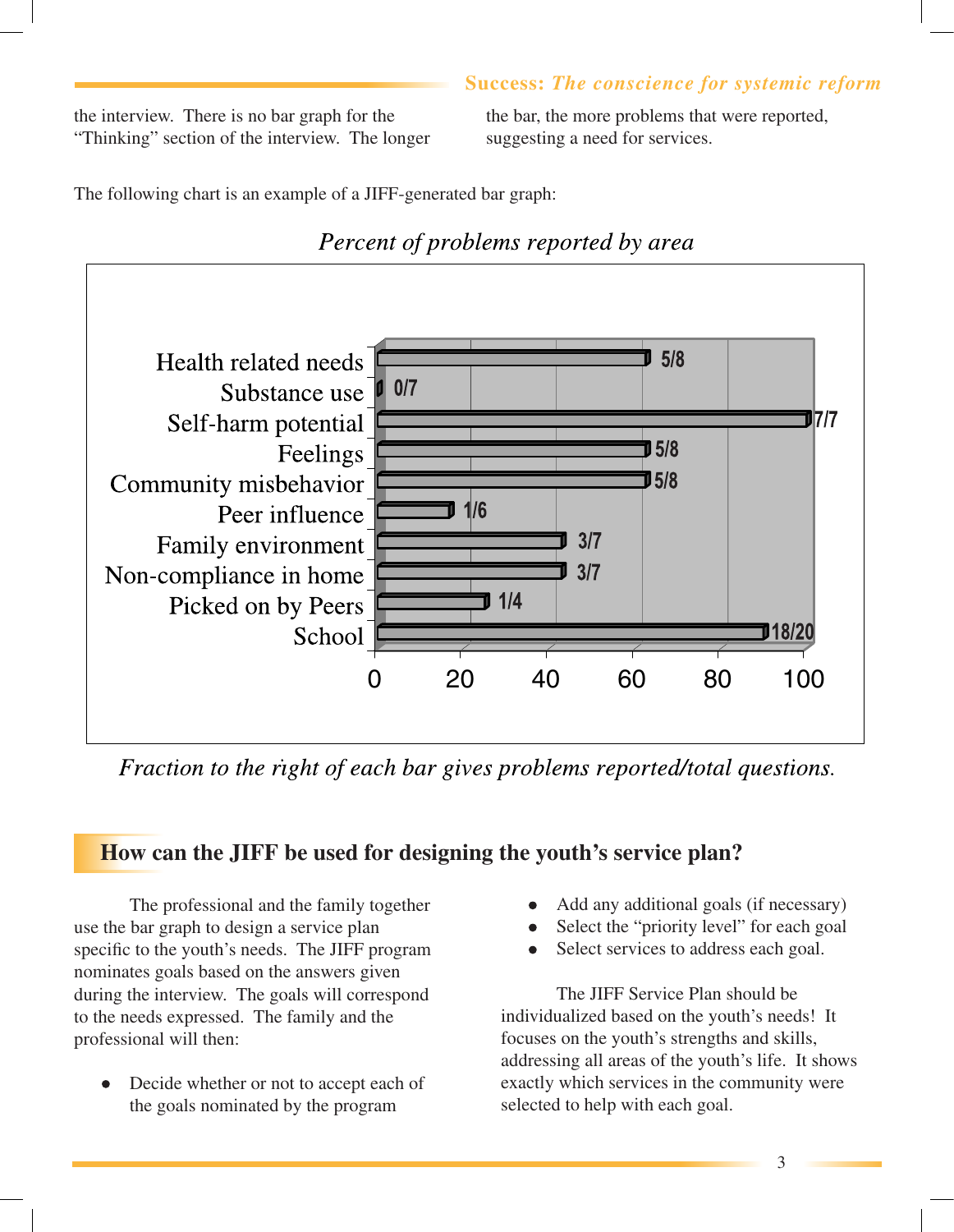the interview. There is no bar graph for the "Thinking" section of the interview. The longer the bar, the more problems that were reported, suggesting a need for services.

The following chart is an example of a JIFF-generated bar graph:

*Percent of problems reported by area*

| Area | Problems reported/total questions |
|---|---|
| Health related needs | 5/8 |
| Substance use | 0/7 |
| Self-harm potential | 7/7 |
| Feelings | 5/8 |
| Community misbehavior | 5/8 |
| Peer influence | 1/6 |
| Family environment | 3/7 |
| Non-compliance in home | 3/7 |
| Picked on by Peers | 1/4 |
| School | 18/20 |

*Fraction to the right of each bar gives problems reported/total questions.*

## How can the JIFF be used for designing the youth's service plan?

The professional and the family together use the bar graph to design a service plan specific to the youth's needs. The JIFF program nominates goals based on the answers given during the interview. The goals will correspond to the needs expressed. The family and the professional will then:

- Decide whether or not to accept each of the goals nominated by the program
- Add any additional goals (if necessary)
- Select the "priority level" for each goal
- Select services to address each goal.

The JIFF Service Plan should be individualized based on the youth's needs! It focuses on the youth's strengths and skills, addressing all areas of the youth's life. It shows exactly which services in the community were selected to help with each goal.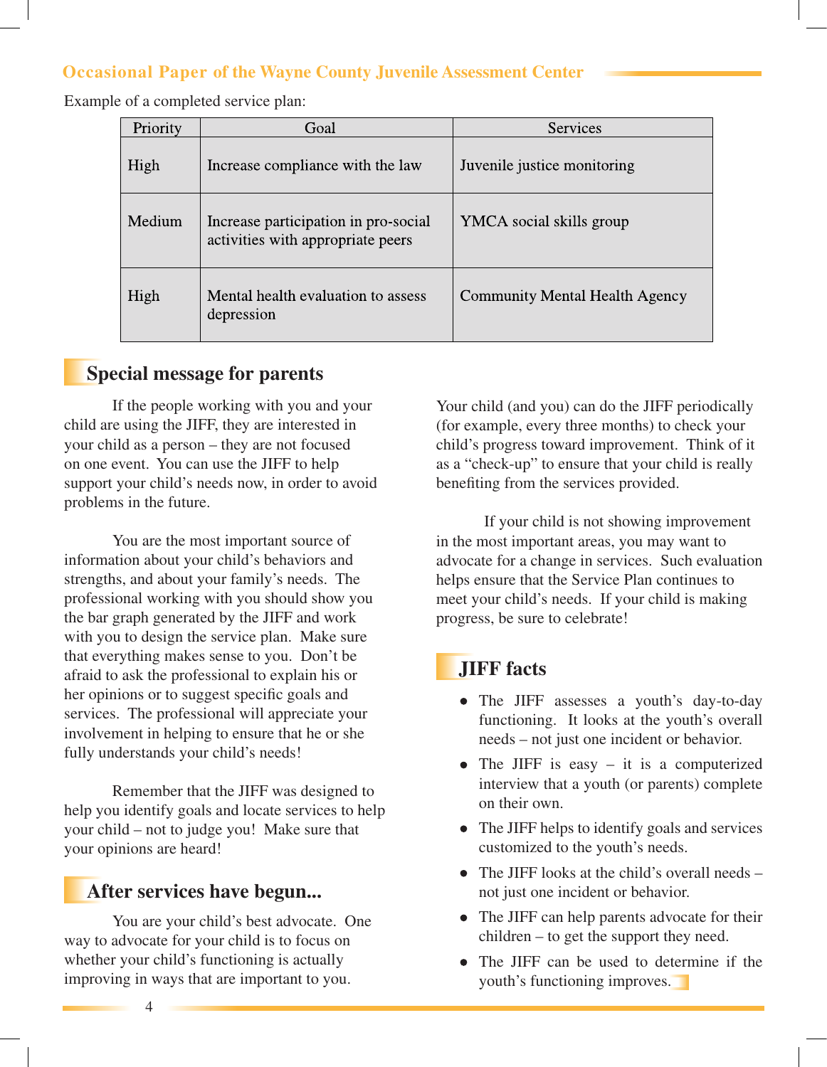Example of a completed service plan:

| Priority | Goal | Services |
|---|---|---|
| High | Increase compliance with the law | Juvenile justice monitoring |
| Medium | Increase participation in pro-social activities with appropriate peers | YMCA social skills group |
| High | Mental health evaluation to assess depression | Community Mental Health Agency |

## Special message for parents

If the people working with you and your child are using the JIFF, they are interested in your child as a person – they are not focused on one event. You can use the JIFF to help support your child's needs now, in order to avoid problems in the future.

You are the most important source of information about your child's behaviors and strengths, and about your family's needs. The professional working with you should show you the bar graph generated by the JIFF and work with you to design the service plan. Make sure that everything makes sense to you. Don't be afraid to ask the professional to explain his or her opinions or to suggest specific goals and services. The professional will appreciate your involvement in helping to ensure that he or she fully understands your child's needs!

Remember that the JIFF was designed to help you identify goals and locate services to help your child – not to judge you! Make sure that your opinions are heard!

## After services have begun...

You are your child's best advocate. One way to advocate for your child is to focus on whether your child's functioning is actually improving in ways that are important to you. Your child (and you) can do the JIFF periodically (for example, every three months) to check your child's progress toward improvement. Think of it as a "check-up" to ensure that your child is really benefiting from the services provided.

If your child is not showing improvement in the most important areas, you may want to advocate for a change in services. Such evaluation helps ensure that the Service Plan continues to meet your child's needs. If your child is making progress, be sure to celebrate!

## JIFF facts

- The JIFF assesses a youth's day-to-day functioning. It looks at the youth's overall needs – not just one incident or behavior.
- The JIFF is easy – it is a computerized interview that a youth (or parents) complete on their own.
- The JIFF helps to identify goals and services customized to the youth's needs.
- The JIFF looks at the child's overall needs – not just one incident or behavior.
- The JIFF can help parents advocate for their children – to get the support they need.
- The JIFF can be used to determine if the youth's functioning improves.